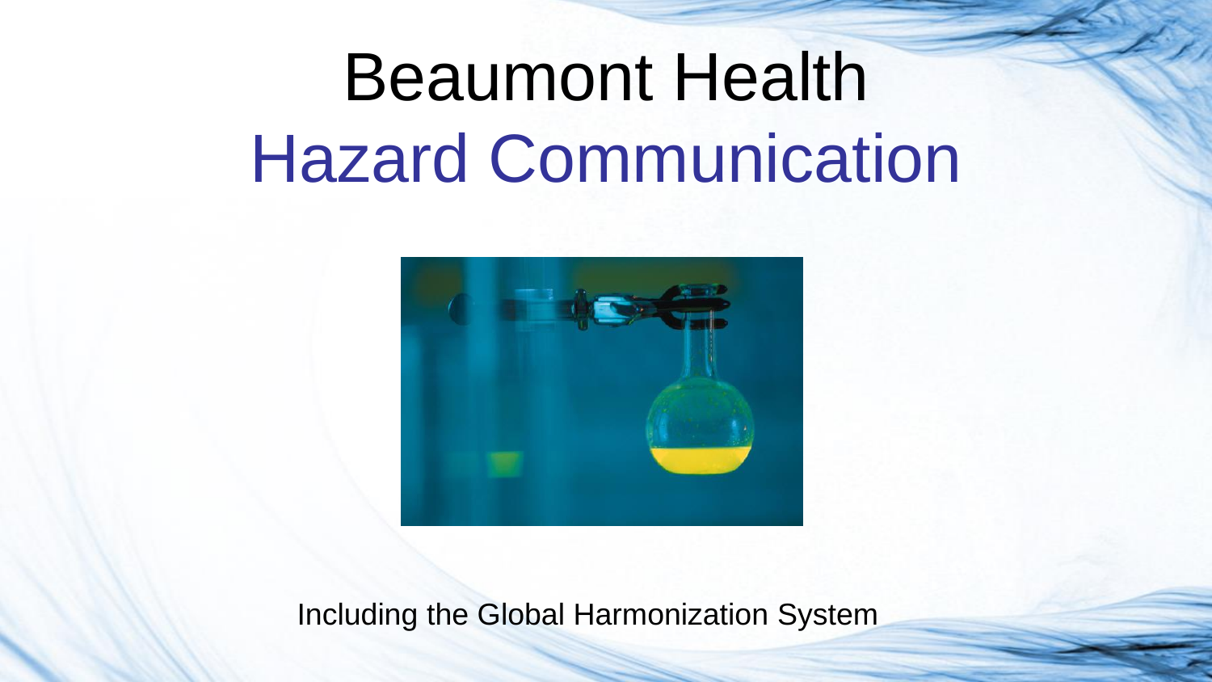# Beaumont Health
## Hazard Communication

Including the Global Harmonization System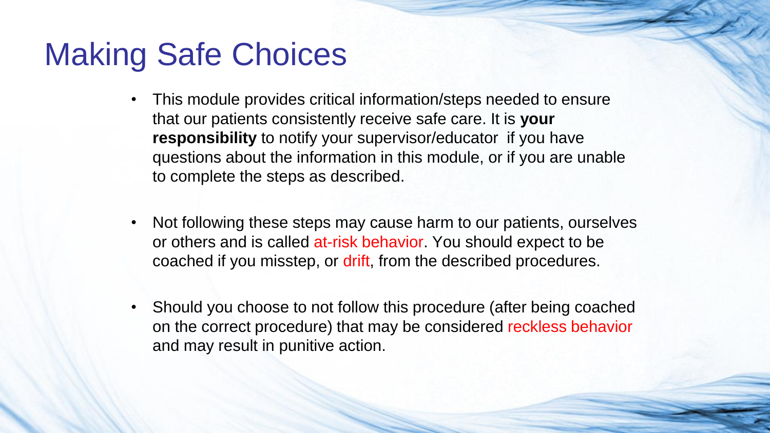# Making Safe Choices

- This module provides critical information/steps needed to ensure that our patients consistently receive safe care. It is **your responsibility** to notify your supervisor/educator if you have questions about the information in this module, or if you are unable to complete the steps as described.

- Not following these steps may cause harm to our patients, ourselves or others and is called at-risk behavior. You should expect to be coached if you misstep, or drift, from the described procedures.

- Should you choose to not follow this procedure (after being coached on the correct procedure) that may be considered reckless behavior and may result in punitive action.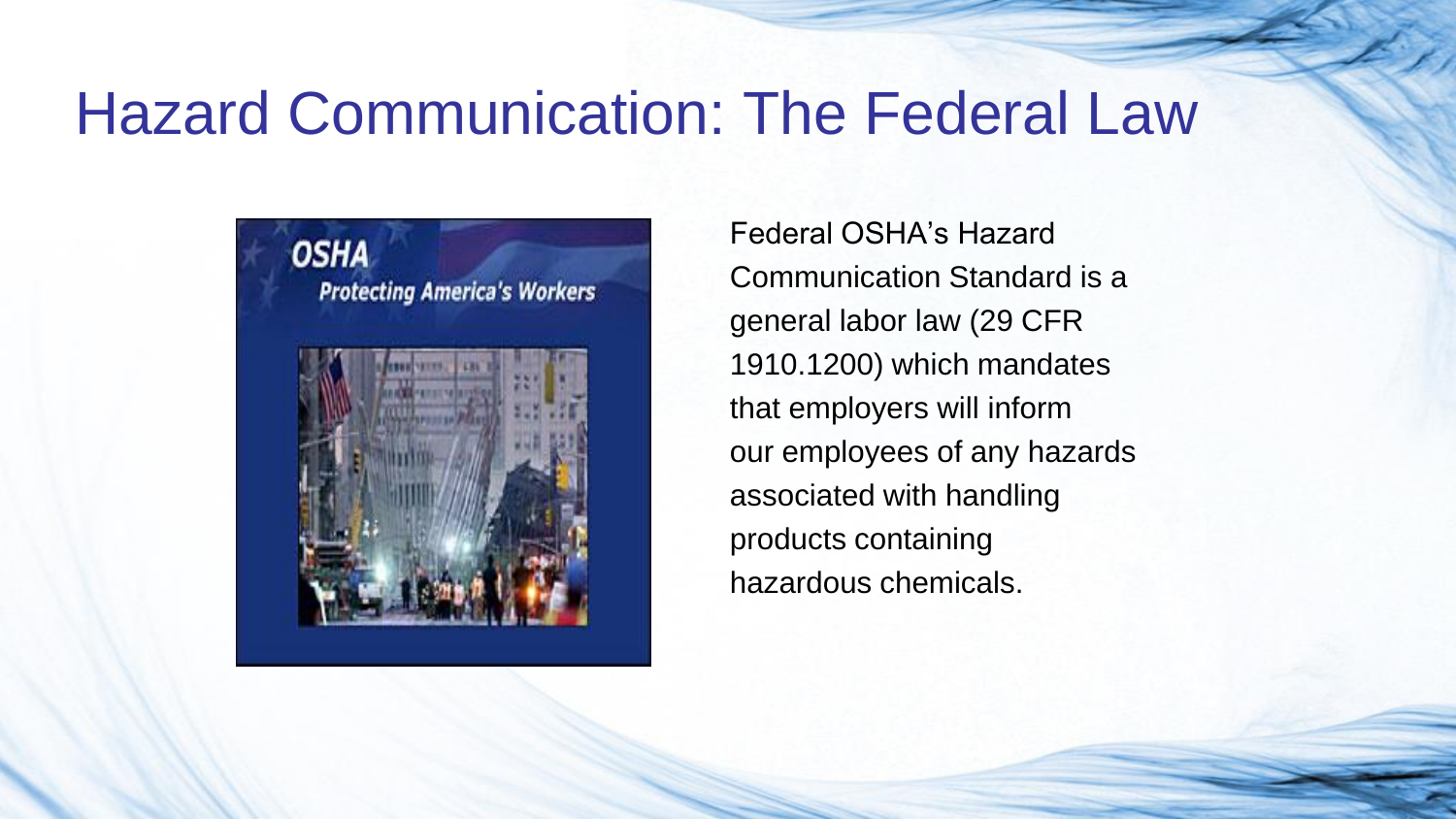# Hazard Communication: The Federal Law

Federal OSHA's Hazard Communication Standard is a general labor law (29 CFR 1910.1200) which mandates that employers will inform our employees of any hazards associated with handling products containing hazardous chemicals.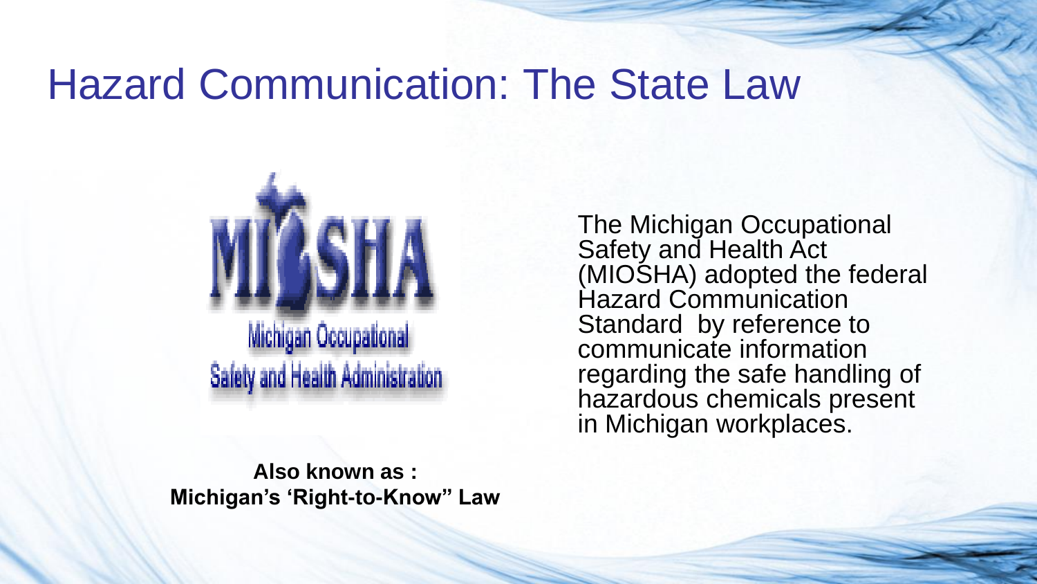# Hazard Communication: The State Law

The Michigan Occupational Safety and Health Act (MIOSHA) adopted the federal Hazard Communication Standard by reference to communicate information regarding the safe handling of hazardous chemicals present in Michigan workplaces.

**Also known as :**
**Michigan's 'Right-to-Know" Law**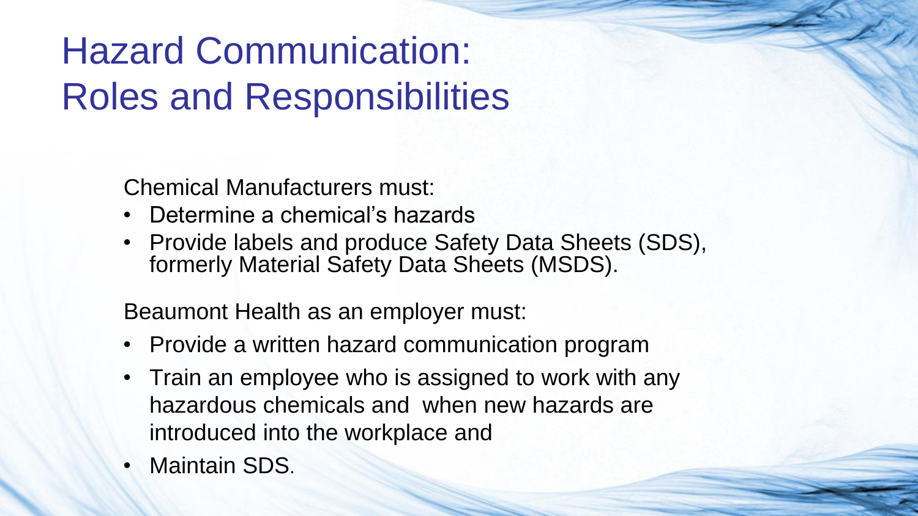# Hazard Communication: Roles and Responsibilities

Chemical Manufacturers must:

- Determine a chemical's hazards
- Provide labels and produce Safety Data Sheets (SDS), formerly Material Safety Data Sheets (MSDS).

Beaumont Health as an employer must:

- Provide a written hazard communication program
- Train an employee who is assigned to work with any hazardous chemicals and when new hazards are introduced into the workplace and
- Maintain SDS.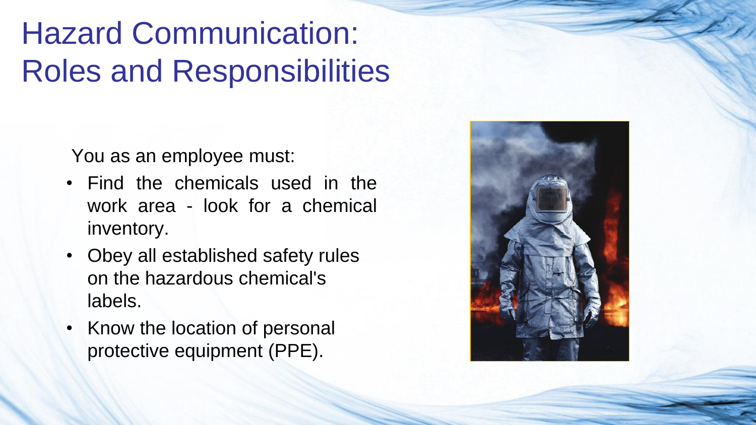# Hazard Communication: Roles and Responsibilities

You as an employee must:

- Find the chemicals used in the work area - look for a chemical inventory.
- Obey all established safety rules on the hazardous chemical's labels.
- Know the location of personal protective equipment (PPE).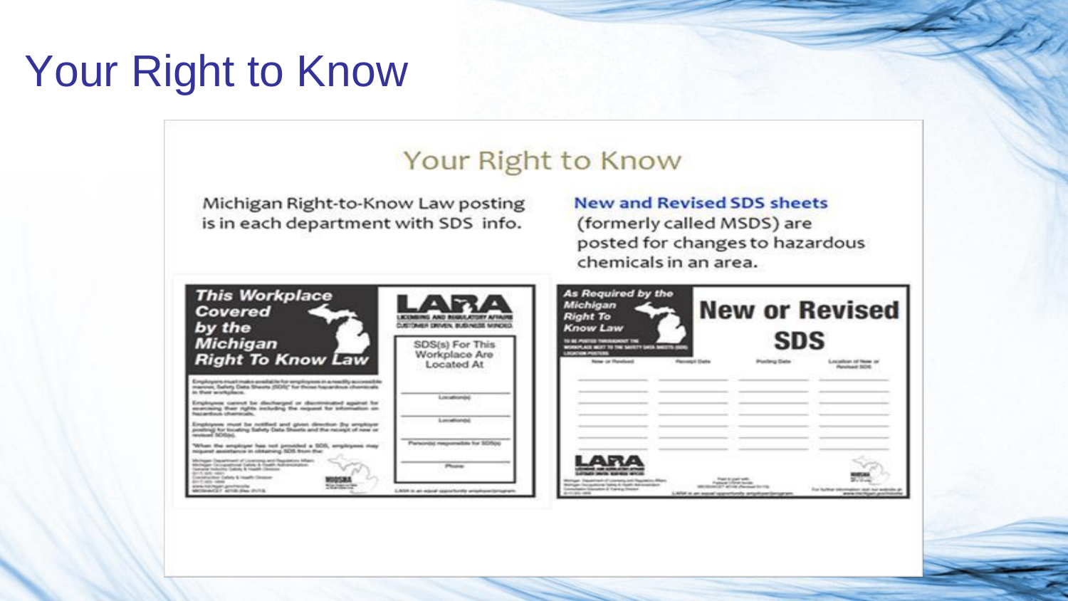# Your Right to Know

## Your Right to Know

Michigan Right-to-Know Law posting is in each department with SDS info.

**New and Revised SDS sheets** (formerly called MSDS) are posted for changes to hazardous chemicals in an area.

***This Workplace Covered by the Michigan Right To Know Law***

LARA
LICENSING AND REGULATORY AFFAIRS
CUSTOMER DRIVEN. BUSINESS MINDED.

SDS(s) For This Workplace Are Located At

***As Required by the Michigan Right To Know Law***

**New or Revised SDS**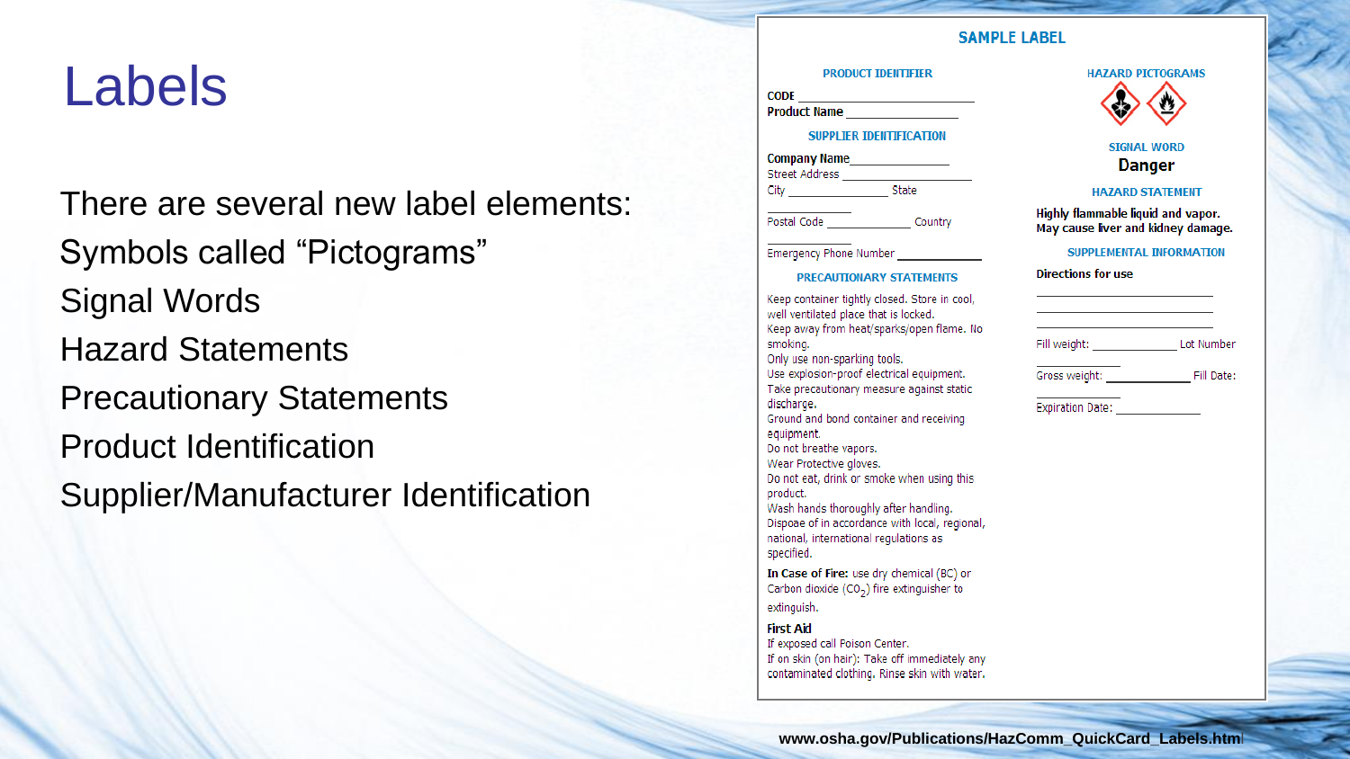# Labels

There are several new label elements:

Symbols called "Pictograms"

Signal Words

Hazard Statements

Precautionary Statements

Product Identification

Supplier/Manufacturer Identification

## SAMPLE LABEL

### PRODUCT IDENTIFIER

**CODE** ____________________

**Product Name** ____________________

### SUPPLIER IDENTIFICATION

**Company Name** ____________________

Street Address ____________________

City ______________ State ______________

Postal Code ______________ Country ______________

Emergency Phone Number ______________

### PRECAUTIONARY STATEMENTS

Keep container tightly closed. Store in cool, well ventilated place that is locked.

Keep away from heat/sparks/open flame. No smoking.

Only use non-sparking tools.

Use explosion-proof electrical equipment.

Take precautionary measure against static discharge.

Ground and bond container and receiving equipment.

Do not breathe vapors.

Wear Protective gloves.

Do not eat, drink or smoke when using this product.

Wash hands thoroughly after handling.

Dispose of in accordance with local, regional, national, international regulations as specified.

**In Case of Fire:** use dry chemical (BC) or Carbon dioxide ($CO_2$) fire extinguisher to extinguish.

**First Aid**

If exposed call Poison Center.

If on skin (on hair): Take off immediately any contaminated clothing. Rinse skin with water.

### HAZARD PICTOGRAMS

### SIGNAL WORD

**Danger**

### HAZARD STATEMENT

**Highly flammable liquid and vapor.**
**May cause liver and kidney damage.**

### SUPPLEMENTAL INFORMATION

**Directions for use**

____________________

____________________

____________________

Fill weight: ______________ Lot Number ______________

Gross weight: ______________ Fill Date: ______________

Expiration Date: ______________

www.osha.gov/Publications/HazComm_QuickCard_Labels.html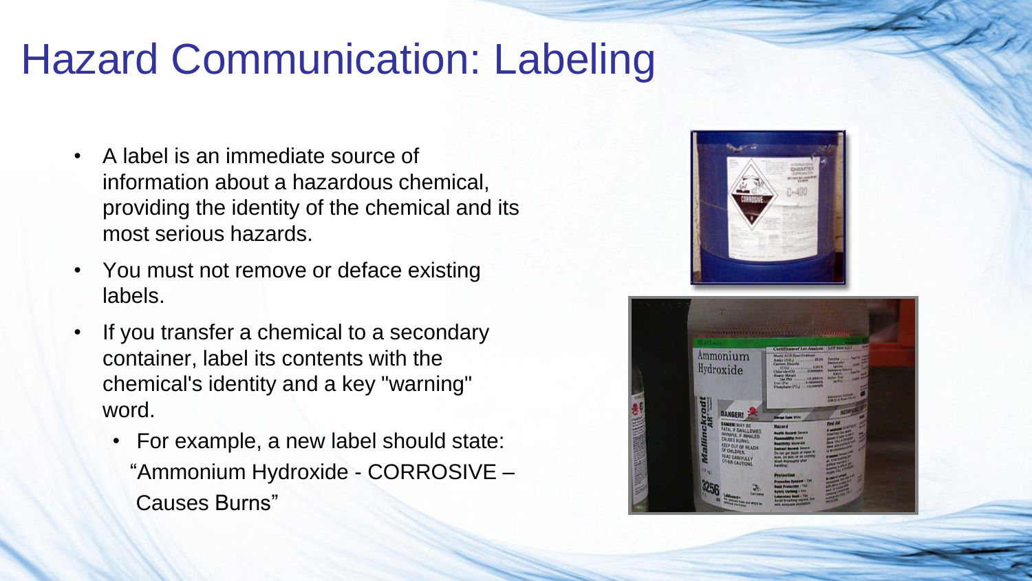# Hazard Communication: Labeling

- A label is an immediate source of information about a hazardous chemical, providing the identity of the chemical and its most serious hazards.
- You must not remove or deface existing labels.
- If you transfer a chemical to a secondary container, label its contents with the chemical's identity and a key "warning" word.
  - For example, a new label should state: "Ammonium Hydroxide - CORROSIVE – Causes Burns"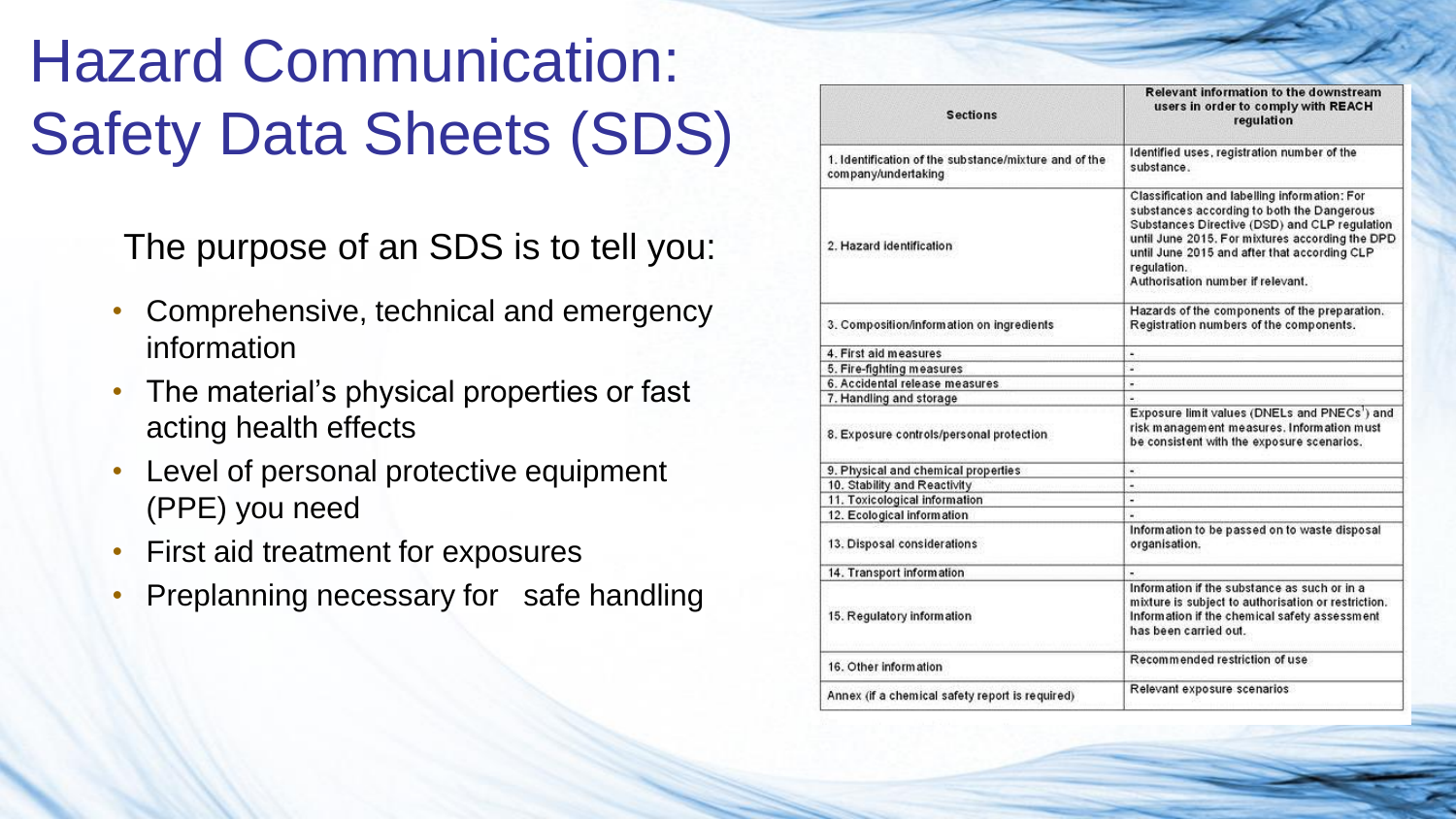# Hazard Communication: Safety Data Sheets (SDS)

The purpose of an SDS is to tell you:

- Comprehensive, technical and emergency information
- The material's physical properties or fast acting health effects
- Level of personal protective equipment (PPE) you need
- First aid treatment for exposures
- Preplanning necessary for safe handling

| Sections | Relevant information to the downstream users in order to comply with REACH regulation |
|---|---|
| 1. Identification of the substance/mixture and of the company/undertaking | Identified uses, registration number of the substance. |
| 2. Hazard identification | Classification and labelling information: For substances according to both the Dangerous Substances Directive (DSD) and CLP regulation until June 2015. For mixtures according the DPD until June 2015 and after that according CLP regulation.<br>Authorisation number if relevant. |
| 3. Composition/information on ingredients | Hazards of the components of the preparation. Registration numbers of the components. |
| 4. First aid measures | - |
| 5. Fire-fighting measures | - |
| 6. Accidental release measures | - |
| 7. Handling and storage | - |
| 8. Exposure controls/personal protection | Exposure limit values (DNELs and PNECs[1]) and risk management measures. Information must be consistent with the exposure scenarios. |
| 9. Physical and chemical properties | - |
| 10. Stability and Reactivity | - |
| 11. Toxicological information | - |
| 12. Ecological information | - |
| 13. Disposal considerations | Information to be passed on to waste disposal organisation. |
| 14. Transport information | - |
| 15. Regulatory information | Information if the substance as such or in a mixture is subject to authorisation or restriction. Information if the chemical safety assessment has been carried out. |
| 16. Other information | Recommended restriction of use |
| Annex (if a chemical safety report is required) | Relevant exposure scenarios |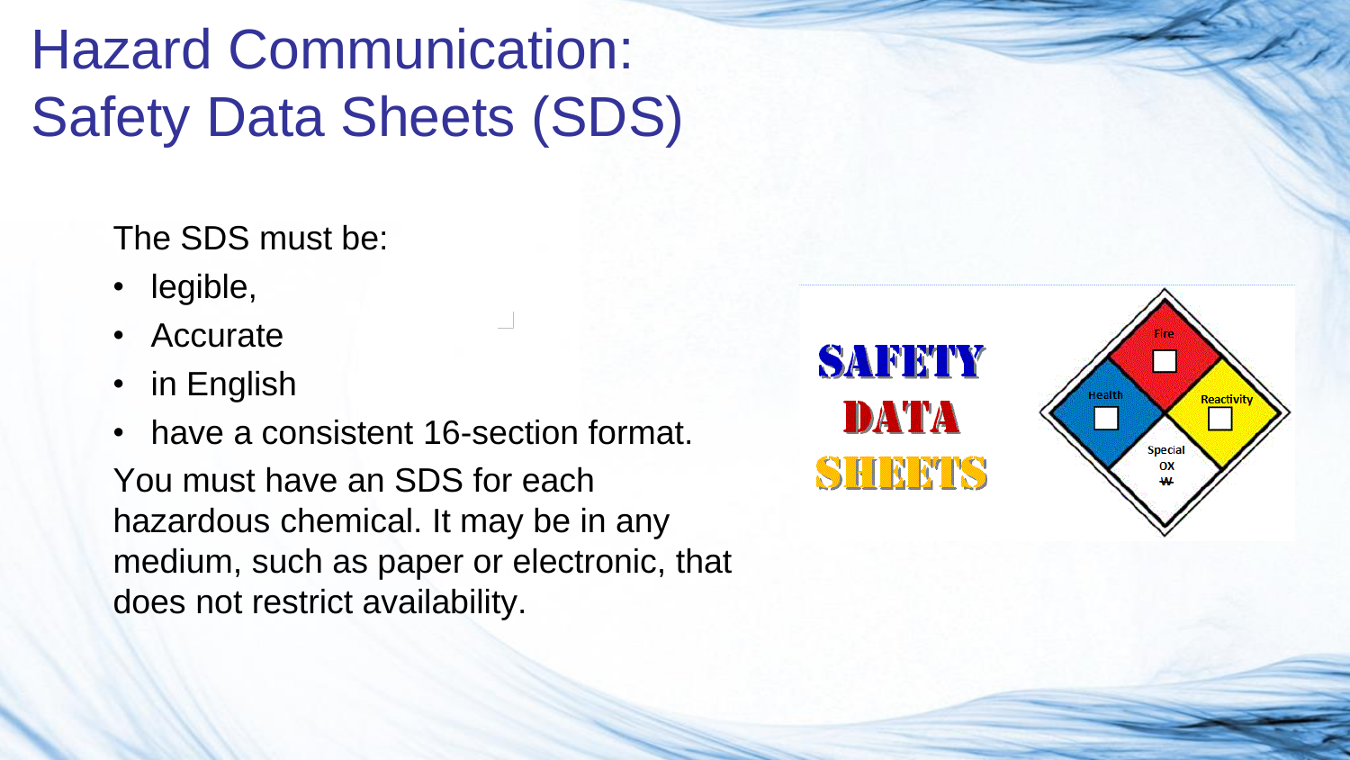# Hazard Communication: Safety Data Sheets (SDS)

The SDS must be:

- legible,
- Accurate
- in English
- have a consistent 16-section format.

You must have an SDS for each hazardous chemical. It may be in any medium, such as paper or electronic, that does not restrict availability.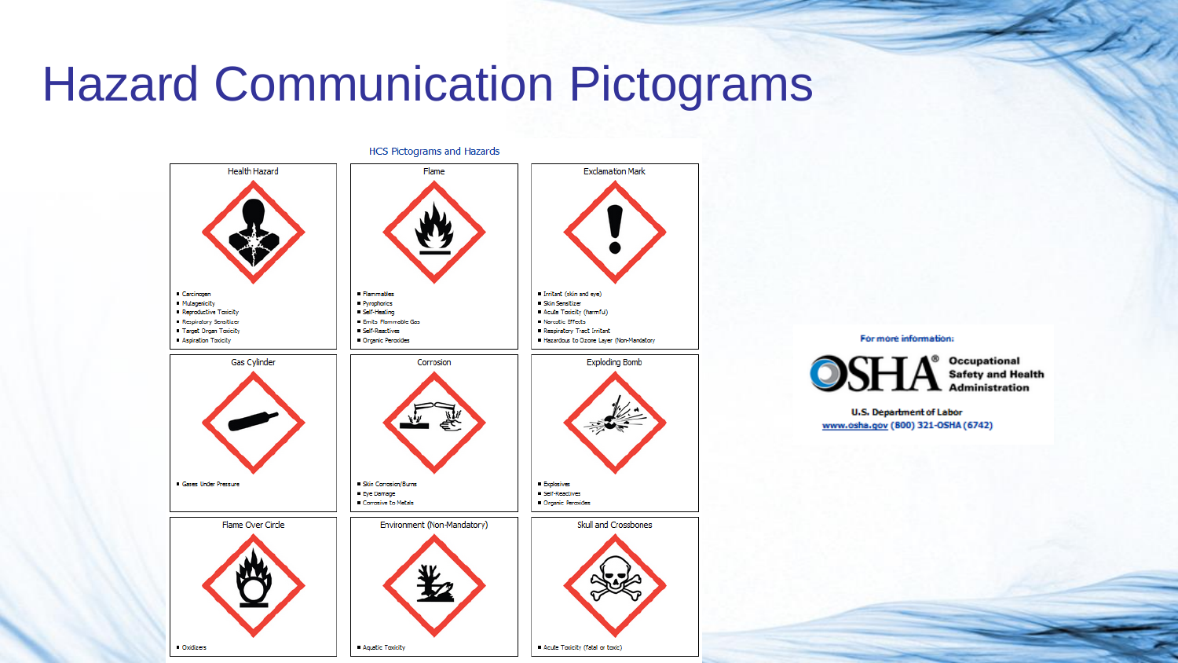# Hazard Communication Pictograms

HCS Pictograms and Hazards

| Health Hazard | Flame | Exclamation Mark |
| --- | --- | --- |
| ■ Carcinogen<br>■ Mutagenicity<br>■ Reproductive Toxicity<br>■ Respiratory Sensitizer<br>■ Target Organ Toxicity<br>■ Aspiration Toxicity | ■ Flammables<br>■ Pyrophorics<br>■ Self-Heating<br>■ Emits Flammable Gas<br>■ Self-Reactives<br>■ Organic Peroxides | ■ Irritant (skin and eye)<br>■ Skin Sensitizer<br>■ Acute Toxicity (harmful)<br>■ Narcotic Effects<br>■ Respiratory Tract Irritant<br>■ Hazardous to Ozone Layer (Non-Mandatory) |
| **Gas Cylinder** | **Corrosion** | **Exploding Bomb** |
| ■ Gases Under Pressure | ■ Skin Corrosion/Burns<br>■ Eye Damage<br>■ Corrosive to Metals | ■ Explosives<br>■ Self-Reactives<br>■ Organic Peroxides |
| **Flame Over Circle** | **Environment (Non-Mandatory)** | **Skull and Crossbones** |
| ■ Oxidizers | ■ Aquatic Toxicity | ■ Acute Toxicity (fatal or toxic) |

For more information:

OSHA® Occupational Safety and Health Administration

U.S. Department of Labor

www.osha.gov (800) 321-OSHA (6742)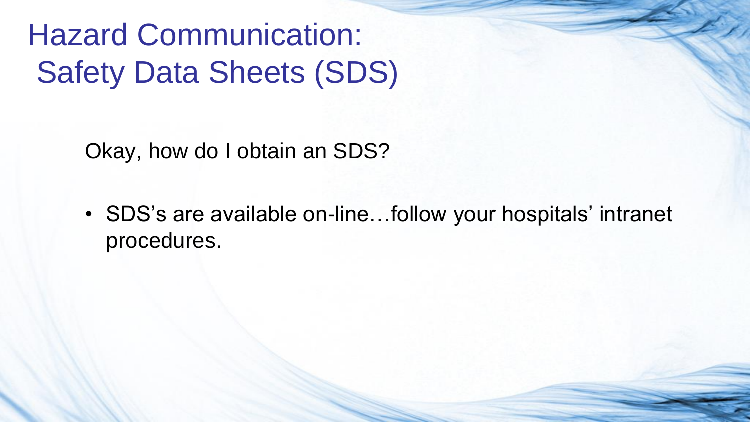# Hazard Communication: Safety Data Sheets (SDS)

Okay, how do I obtain an SDS?

- SDS's are available on-line…follow your hospitals' intranet procedures.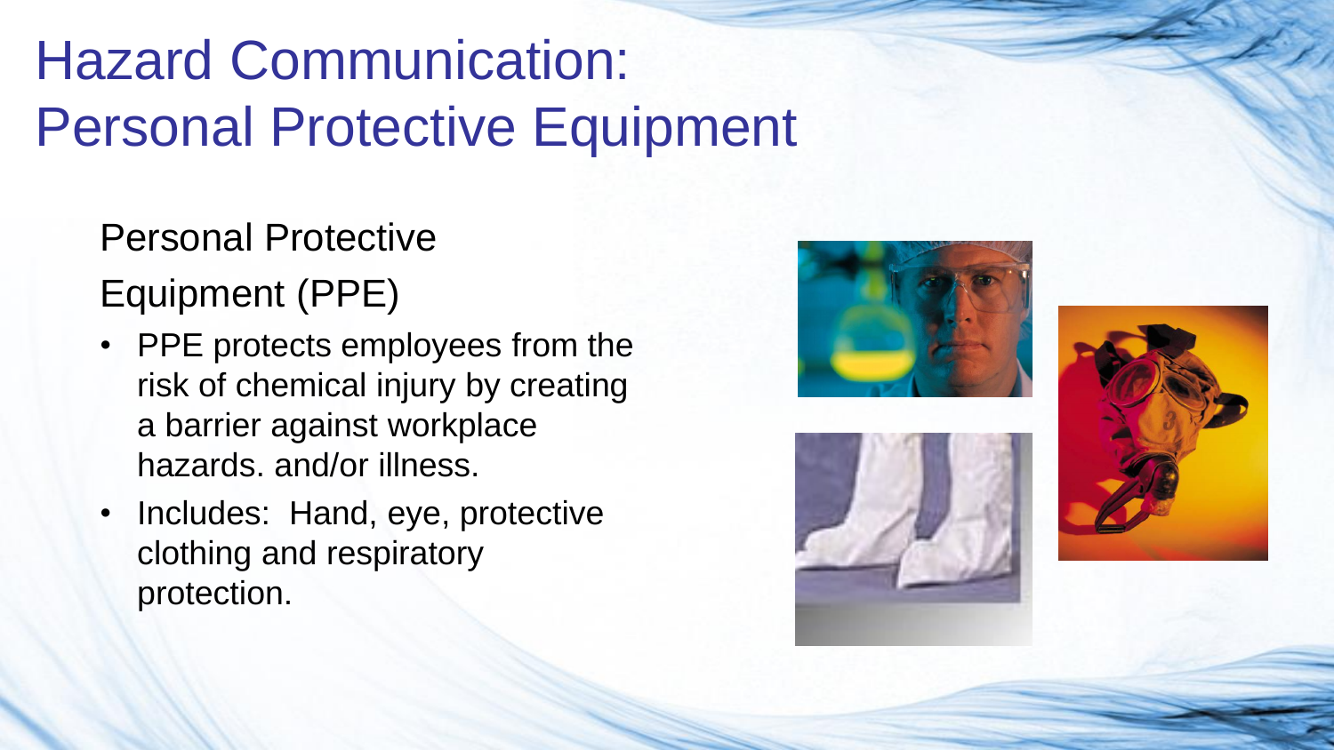# Hazard Communication: Personal Protective Equipment

Personal Protective Equipment (PPE)

- PPE protects employees from the risk of chemical injury by creating a barrier against workplace hazards. and/or illness.
- Includes: Hand, eye, protective clothing and respiratory protection.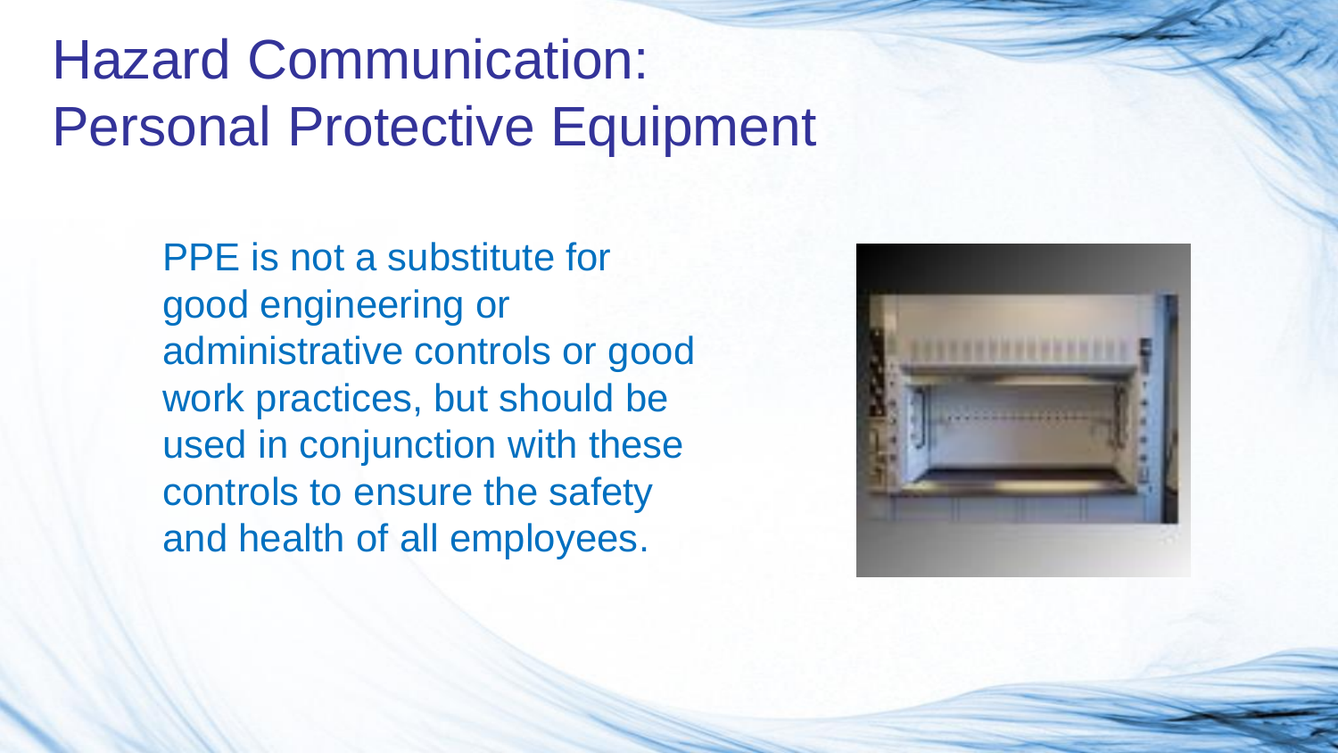# Hazard Communication: Personal Protective Equipment

PPE is not a substitute for good engineering or administrative controls or good work practices, but should be used in conjunction with these controls to ensure the safety and health of all employees.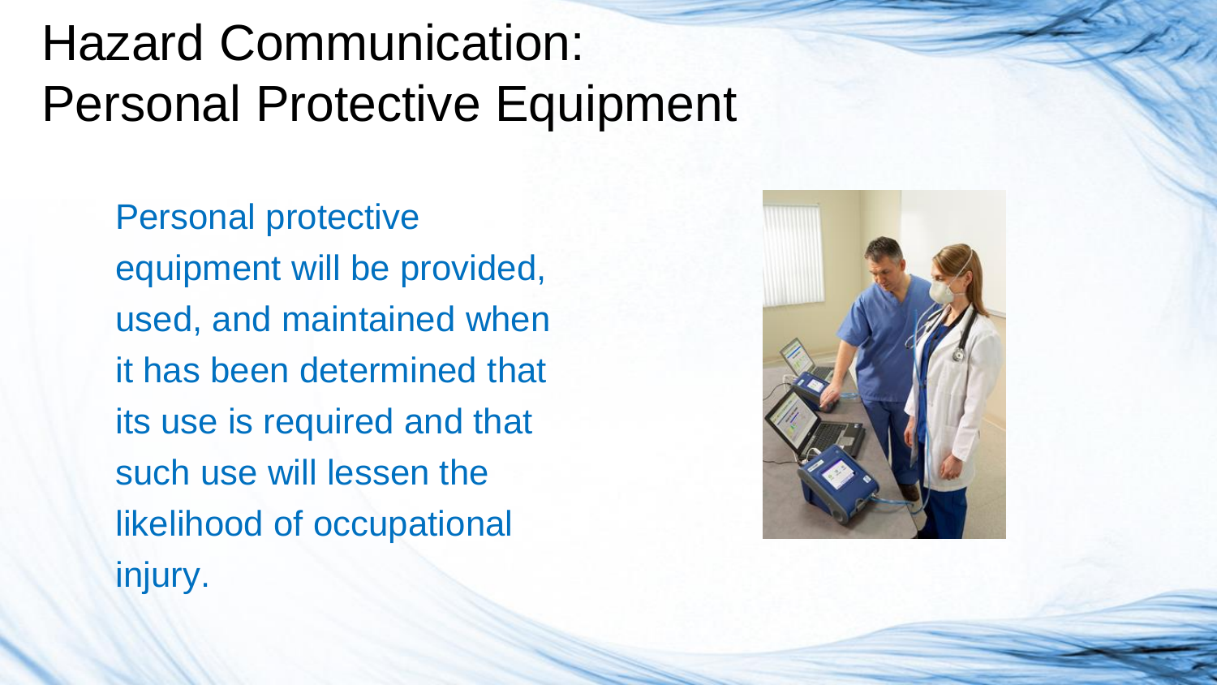# Hazard Communication: Personal Protective Equipment

Personal protective equipment will be provided, used, and maintained when it has been determined that its use is required and that such use will lessen the likelihood of occupational injury.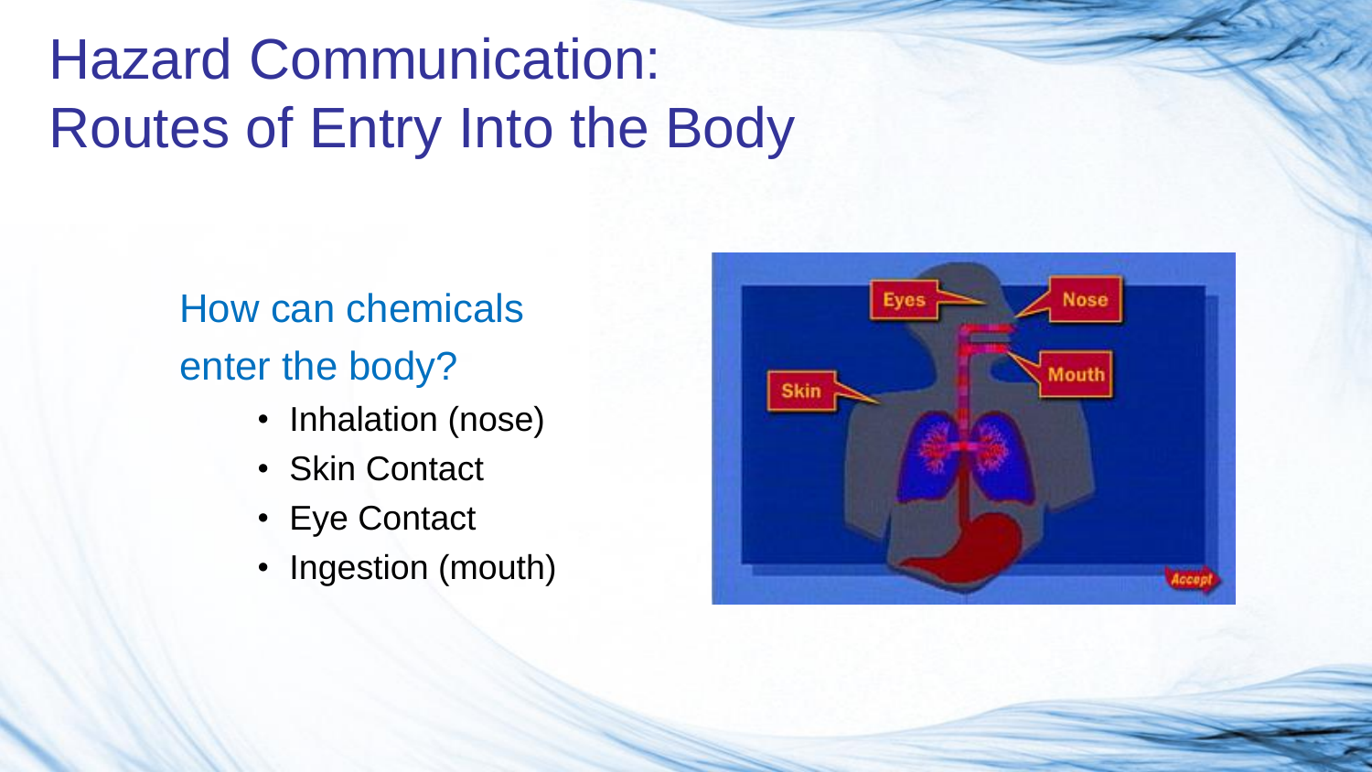# Hazard Communication: Routes of Entry Into the Body

How can chemicals enter the body?

- Inhalation (nose)
- Skin Contact
- Eye Contact
- Ingestion (mouth)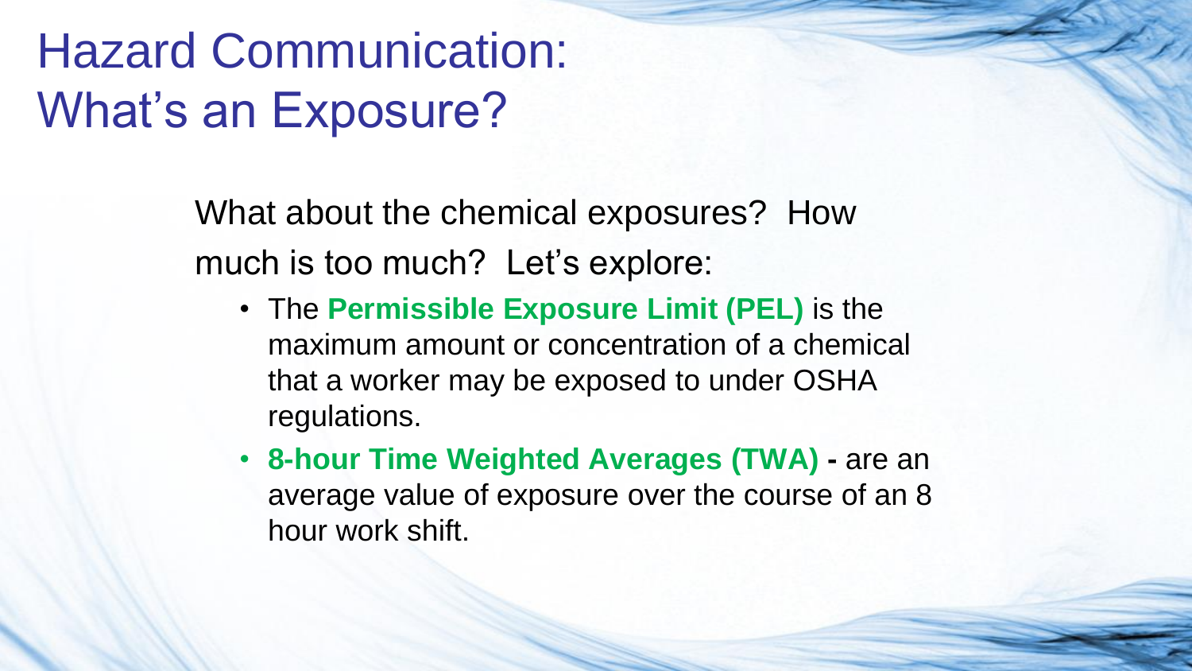# Hazard Communication: What's an Exposure?

What about the chemical exposures? How much is too much? Let's explore:

- The **Permissible Exposure Limit (PEL)** is the maximum amount or concentration of a chemical that a worker may be exposed to under OSHA regulations.
- **8-hour Time Weighted Averages (TWA) -** are an average value of exposure over the course of an 8 hour work shift.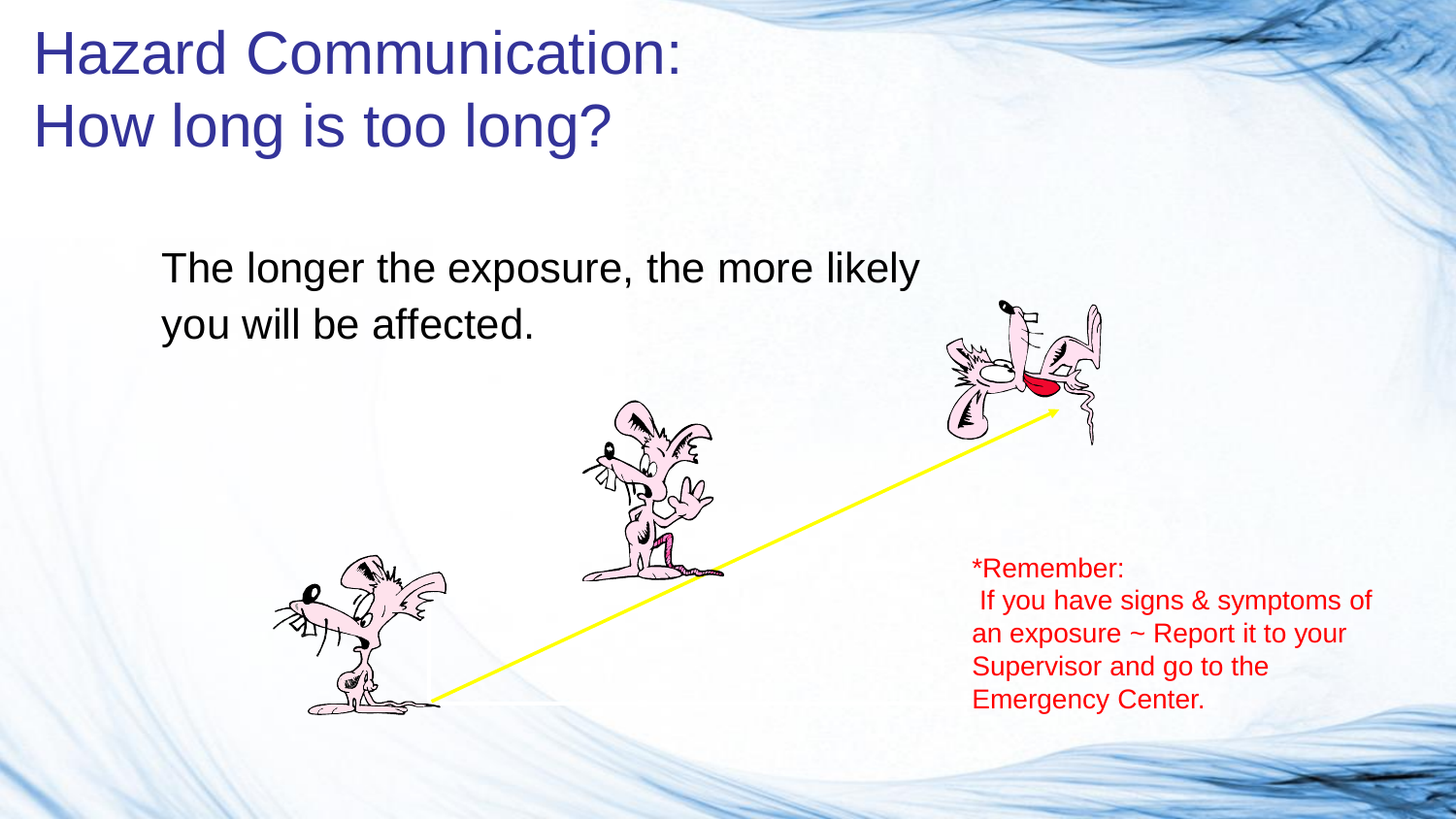# Hazard Communication: How long is too long?

The longer the exposure, the more likely you will be affected.

*Remember:
If you have signs & symptoms of an exposure ~ Report it to your Supervisor and go to the Emergency Center.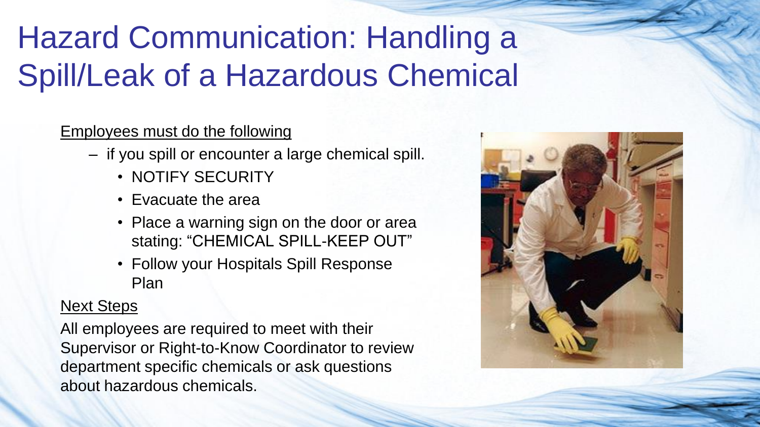# Hazard Communication: Handling a Spill/Leak of a Hazardous Chemical

Employees must do the following

- if you spill or encounter a large chemical spill.
  - NOTIFY SECURITY
  - Evacuate the area
  - Place a warning sign on the door or area stating: "CHEMICAL SPILL-KEEP OUT"
  - Follow your Hospitals Spill Response Plan

Next Steps

All employees are required to meet with their Supervisor or Right-to-Know Coordinator to review department specific chemicals or ask questions about hazardous chemicals.